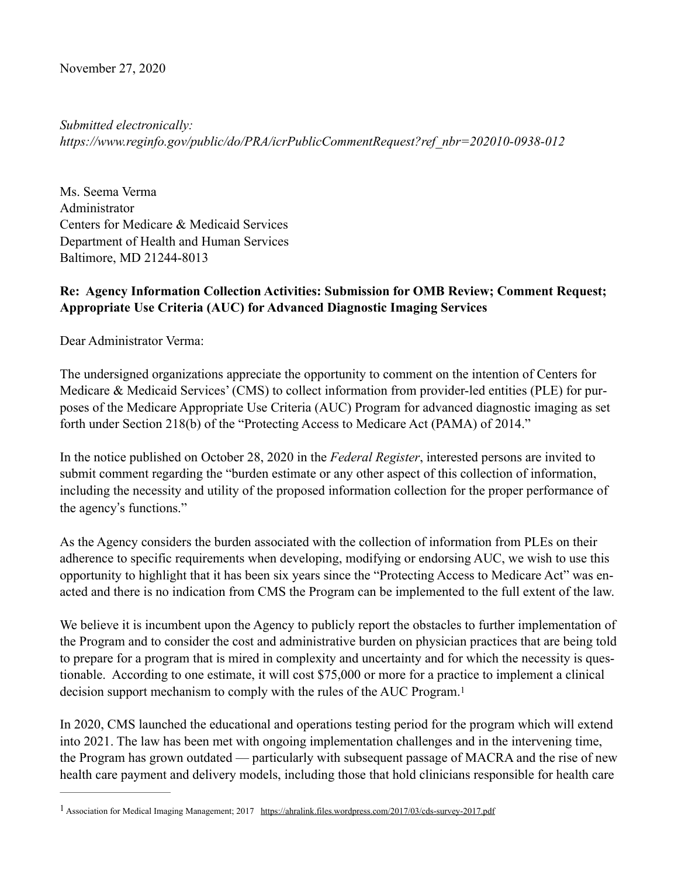November 27, 2020

*Submitted electronically:*
*https://www.reginfo.gov/public/do/PRA/icrPublicCommentRequest?ref_nbr=202010-0938-012*

Ms. Seema Verma
Administrator
Centers for Medicare & Medicaid Services
Department of Health and Human Services
Baltimore, MD 21244-8013

**Re: Agency Information Collection Activities: Submission for OMB Review; Comment Request; Appropriate Use Criteria (AUC) for Advanced Diagnostic Imaging Services**

Dear Administrator Verma:

The undersigned organizations appreciate the opportunity to comment on the intention of Centers for Medicare & Medicaid Services' (CMS) to collect information from provider-led entities (PLE) for purposes of the Medicare Appropriate Use Criteria (AUC) Program for advanced diagnostic imaging as set forth under Section 218(b) of the "Protecting Access to Medicare Act (PAMA) of 2014."

In the notice published on October 28, 2020 in the *Federal Register*, interested persons are invited to submit comment regarding the "burden estimate or any other aspect of this collection of information, including the necessity and utility of the proposed information collection for the proper performance of the agency's functions."

As the Agency considers the burden associated with the collection of information from PLEs on their adherence to specific requirements when developing, modifying or endorsing AUC, we wish to use this opportunity to highlight that it has been six years since the "Protecting Access to Medicare Act" was enacted and there is no indication from CMS the Program can be implemented to the full extent of the law.

We believe it is incumbent upon the Agency to publicly report the obstacles to further implementation of the Program and to consider the cost and administrative burden on physician practices that are being told to prepare for a program that is mired in complexity and uncertainty and for which the necessity is questionable. According to one estimate, it will cost $75,000 or more for a practice to implement a clinical decision support mechanism to comply with the rules of the AUC Program.[1]

In 2020, CMS launched the educational and operations testing period for the program which will extend into 2021. The law has been met with ongoing implementation challenges and in the intervening time, the Program has grown outdated — particularly with subsequent passage of MACRA and the rise of new health care payment and delivery models, including those that hold clinicians responsible for health care

---

[1] Association for Medical Imaging Management; 2017 https://ahralink.files.wordpress.com/2017/03/cds-survey-2017.pdf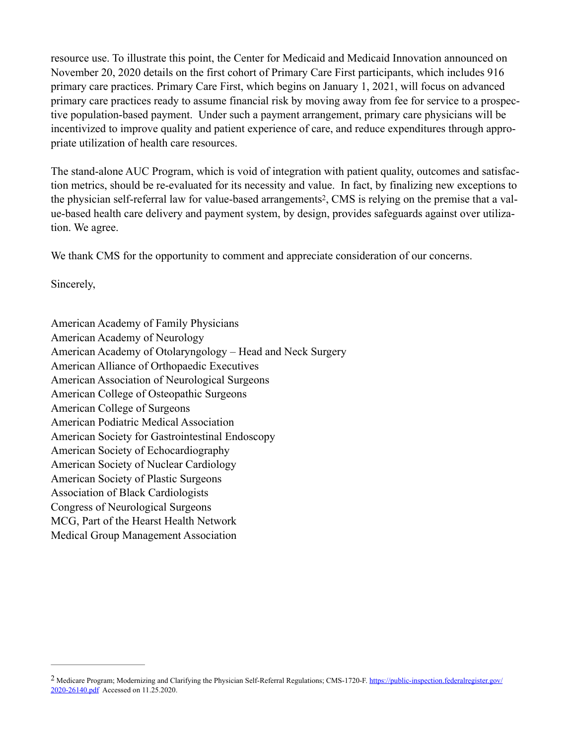resource use. To illustrate this point, the Center for Medicaid and Medicaid Innovation announced on November 20, 2020 details on the first cohort of Primary Care First participants, which includes 916 primary care practices. Primary Care First, which begins on January 1, 2021, will focus on advanced primary care practices ready to assume financial risk by moving away from fee for service to a prospective population-based payment. Under such a payment arrangement, primary care physicians will be incentivized to improve quality and patient experience of care, and reduce expenditures through appropriate utilization of health care resources.

The stand-alone AUC Program, which is void of integration with patient quality, outcomes and satisfaction metrics, should be re-evaluated for its necessity and value. In fact, by finalizing new exceptions to the physician self-referral law for value-based arrangements[2], CMS is relying on the premise that a value-based health care delivery and payment system, by design, provides safeguards against over utilization. We agree.

We thank CMS for the opportunity to comment and appreciate consideration of our concerns.

Sincerely,

American Academy of Family Physicians
American Academy of Neurology
American Academy of Otolaryngology – Head and Neck Surgery
American Alliance of Orthopaedic Executives
American Association of Neurological Surgeons
American College of Osteopathic Surgeons
American College of Surgeons
American Podiatric Medical Association
American Society for Gastrointestinal Endoscopy
American Society of Echocardiography
American Society of Nuclear Cardiology
American Society of Plastic Surgeons
Association of Black Cardiologists
Congress of Neurological Surgeons
MCG, Part of the Hearst Health Network
Medical Group Management Association

---

[2] Medicare Program; Modernizing and Clarifying the Physician Self-Referral Regulations; CMS-1720-F. https://public-inspection.federalregister.gov/2020-26140.pdf Accessed on 11.25.2020.